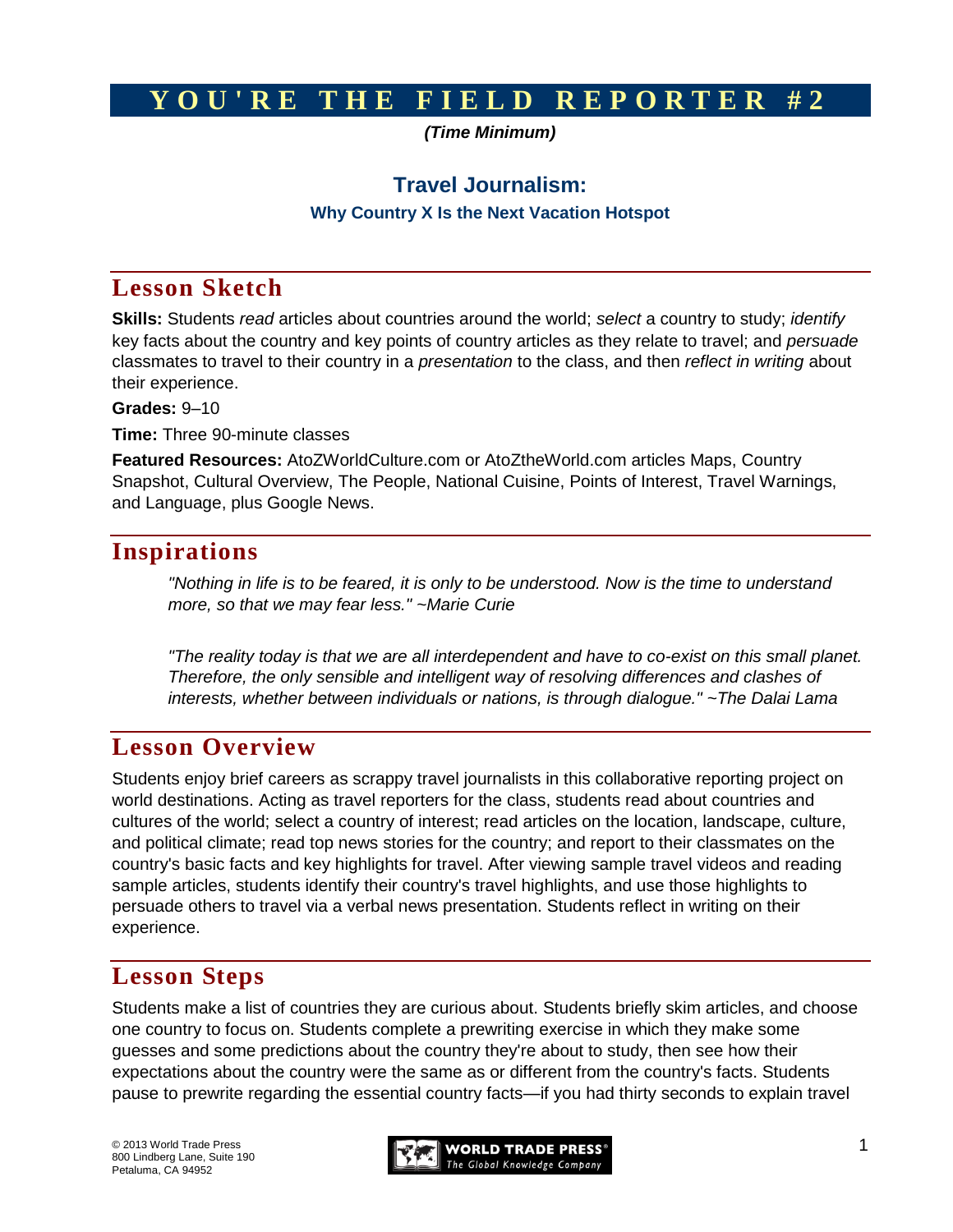# YOU'RE THE FIELD REPORTER #2

***(Time Minimum)***

## Travel Journalism:

### Why Country X Is the Next Vacation Hotspot

## Lesson Sketch

**Skills:** Students *read* articles about countries around the world; *select* a country to study; *identify* key facts about the country and key points of country articles as they relate to travel; and *persuade* classmates to travel to their country in a *presentation* to the class, and then *reflect in writing* about their experience.

**Grades:** 9–10

**Time:** Three 90-minute classes

**Featured Resources:** AtoZWorldCulture.com or AtoZtheWorld.com articles Maps, Country Snapshot, Cultural Overview, The People, National Cuisine, Points of Interest, Travel Warnings, and Language, plus Google News.

## Inspirations

*"Nothing in life is to be feared, it is only to be understood. Now is the time to understand more, so that we may fear less." ~Marie Curie*

*"The reality today is that we are all interdependent and have to co-exist on this small planet. Therefore, the only sensible and intelligent way of resolving differences and clashes of interests, whether between individuals or nations, is through dialogue." ~The Dalai Lama*

## Lesson Overview

Students enjoy brief careers as scrappy travel journalists in this collaborative reporting project on world destinations. Acting as travel reporters for the class, students read about countries and cultures of the world; select a country of interest; read articles on the location, landscape, culture, and political climate; read top news stories for the country; and report to their classmates on the country's basic facts and key highlights for travel. After viewing sample travel videos and reading sample articles, students identify their country's travel highlights, and use those highlights to persuade others to travel via a verbal news presentation. Students reflect in writing on their experience.

## Lesson Steps

Students make a list of countries they are curious about. Students briefly skim articles, and choose one country to focus on. Students complete a prewriting exercise in which they make some guesses and some predictions about the country they're about to study, then see how their expectations about the country were the same as or different from the country's facts. Students pause to prewrite regarding the essential country facts—if you had thirty seconds to explain travel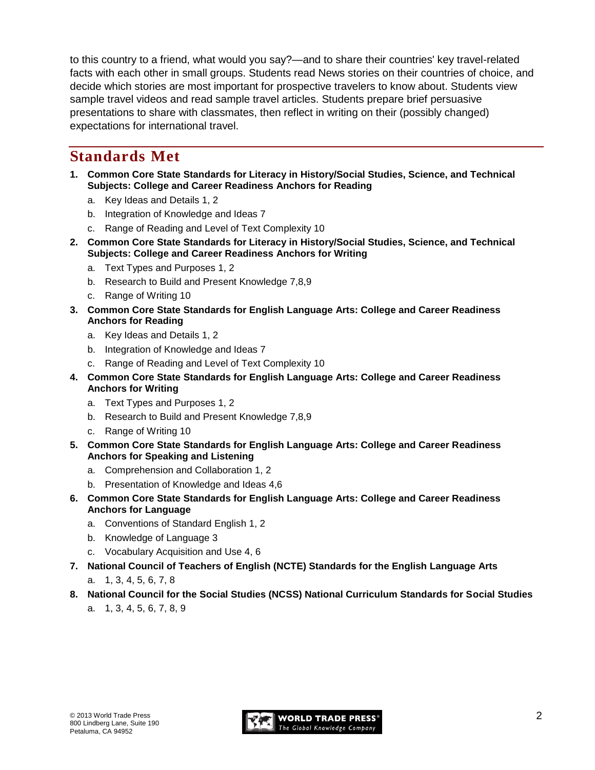to this country to a friend, what would you say?—and to share their countries' key travel-related facts with each other in small groups. Students read News stories on their countries of choice, and decide which stories are most important for prospective travelers to know about. Students view sample travel videos and read sample travel articles. Students prepare brief persuasive presentations to share with classmates, then reflect in writing on their (possibly changed) expectations for international travel.

## Standards Met

1. **Common Core State Standards for Literacy in History/Social Studies, Science, and Technical Subjects: College and Career Readiness Anchors for Reading**
   a. Key Ideas and Details 1, 2
   b. Integration of Knowledge and Ideas 7
   c. Range of Reading and Level of Text Complexity 10
2. **Common Core State Standards for Literacy in History/Social Studies, Science, and Technical Subjects: College and Career Readiness Anchors for Writing**
   a. Text Types and Purposes 1, 2
   b. Research to Build and Present Knowledge 7,8,9
   c. Range of Writing 10
3. **Common Core State Standards for English Language Arts: College and Career Readiness Anchors for Reading**
   a. Key Ideas and Details 1, 2
   b. Integration of Knowledge and Ideas 7
   c. Range of Reading and Level of Text Complexity 10
4. **Common Core State Standards for English Language Arts: College and Career Readiness Anchors for Writing**
   a. Text Types and Purposes 1, 2
   b. Research to Build and Present Knowledge 7,8,9
   c. Range of Writing 10
5. **Common Core State Standards for English Language Arts: College and Career Readiness Anchors for Speaking and Listening**
   a. Comprehension and Collaboration 1, 2
   b. Presentation of Knowledge and Ideas 4,6
6. **Common Core State Standards for English Language Arts: College and Career Readiness Anchors for Language**
   a. Conventions of Standard English 1, 2
   b. Knowledge of Language 3
   c. Vocabulary Acquisition and Use 4, 6
7. **National Council of Teachers of English (NCTE) Standards for the English Language Arts**
   a. 1, 3, 4, 5, 6, 7, 8
8. **National Council for the Social Studies (NCSS) National Curriculum Standards for Social Studies**
   a. 1, 3, 4, 5, 6, 7, 8, 9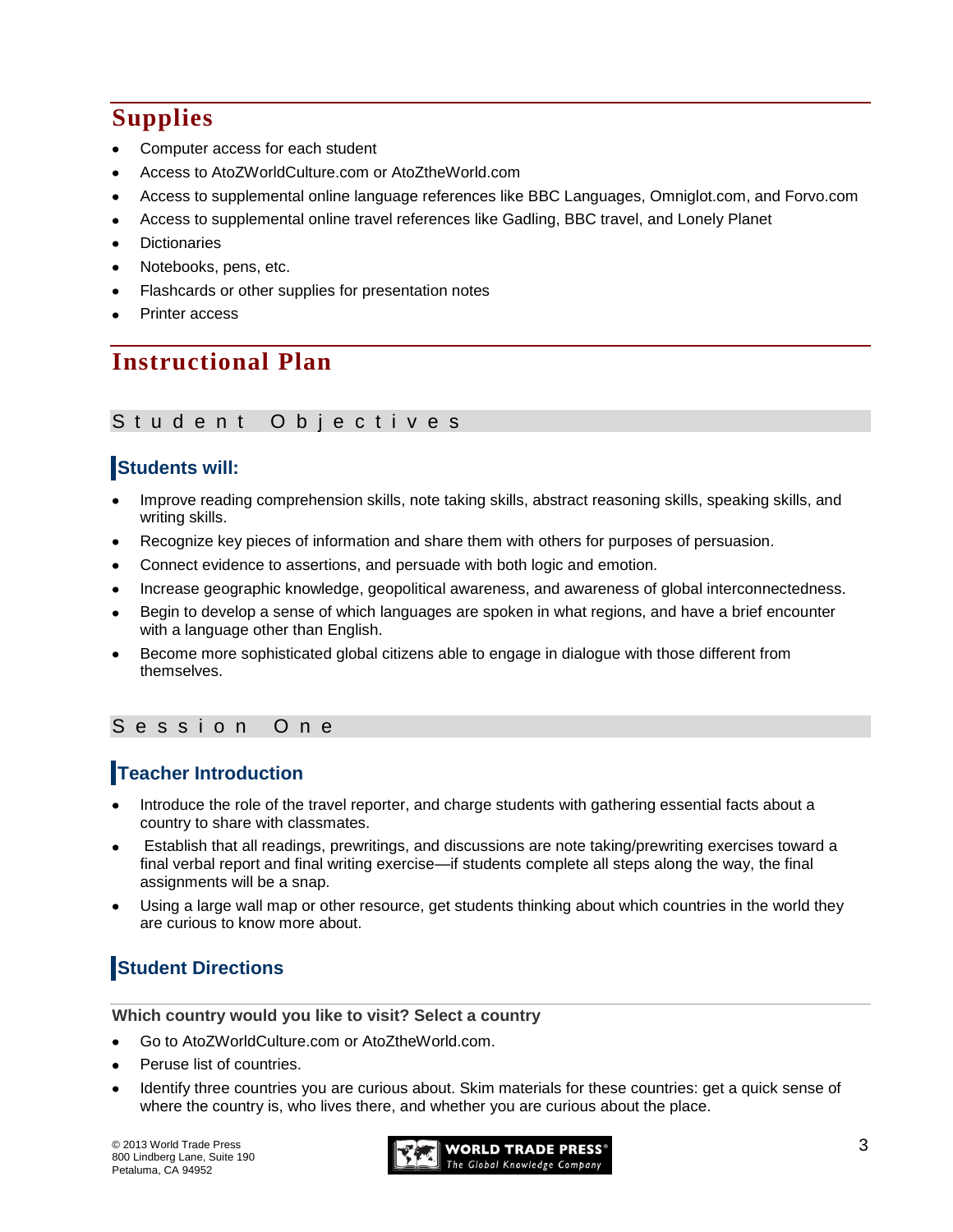## Supplies

- Computer access for each student
- Access to AtoZWorldCulture.com or AtoZtheWorld.com
- Access to supplemental online language references like BBC Languages, Omniglot.com, and Forvo.com
- Access to supplemental online travel references like Gadling, BBC travel, and Lonely Planet
- Dictionaries
- Notebooks, pens, etc.
- Flashcards or other supplies for presentation notes
- Printer access

## Instructional Plan

### Student Objectives

#### Students will:

- Improve reading comprehension skills, note taking skills, abstract reasoning skills, speaking skills, and writing skills.
- Recognize key pieces of information and share them with others for purposes of persuasion.
- Connect evidence to assertions, and persuade with both logic and emotion.
- Increase geographic knowledge, geopolitical awareness, and awareness of global interconnectedness.
- Begin to develop a sense of which languages are spoken in what regions, and have a brief encounter with a language other than English.
- Become more sophisticated global citizens able to engage in dialogue with those different from themselves.

### Session One

#### Teacher Introduction

- Introduce the role of the travel reporter, and charge students with gathering essential facts about a country to share with classmates.
- Establish that all readings, prewritings, and discussions are note taking/prewriting exercises toward a final verbal report and final writing exercise—if students complete all steps along the way, the final assignments will be a snap.
- Using a large wall map or other resource, get students thinking about which countries in the world they are curious to know more about.

#### Student Directions

**Which country would you like to visit? Select a country**

- Go to AtoZWorldCulture.com or AtoZtheWorld.com.
- Peruse list of countries.
- Identify three countries you are curious about. Skim materials for these countries: get a quick sense of where the country is, who lives there, and whether you are curious about the place.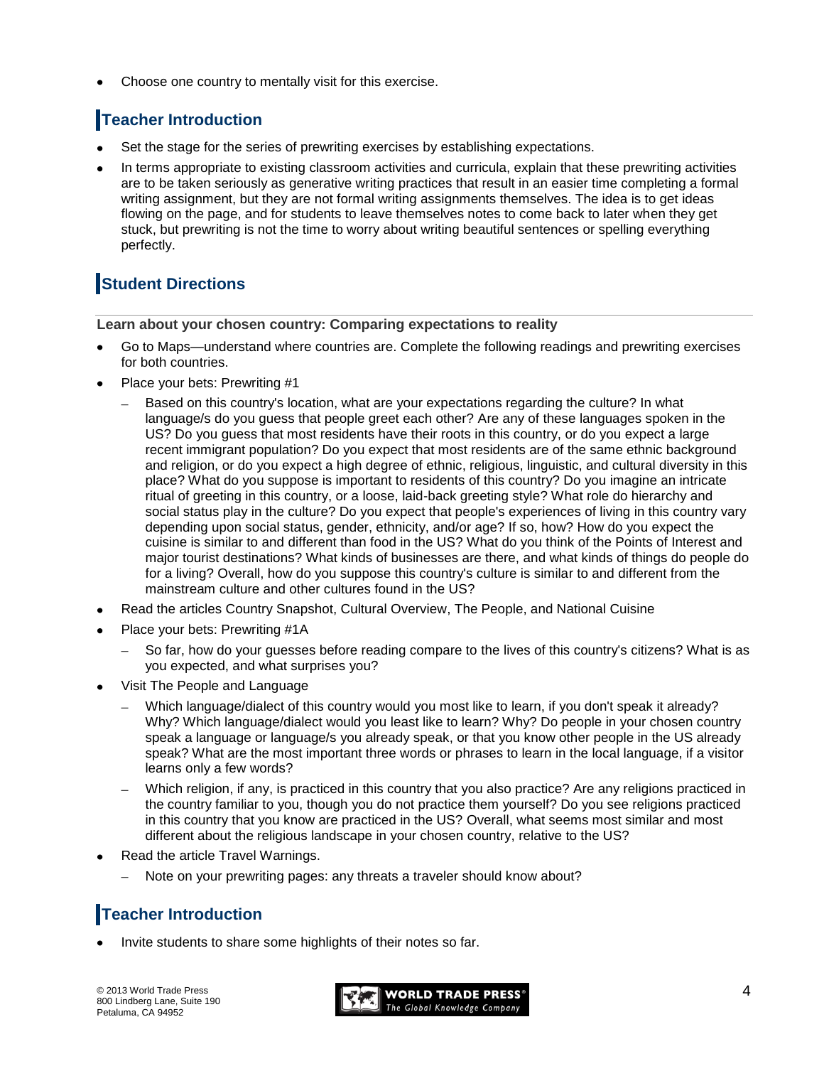- Choose one country to mentally visit for this exercise.

## Teacher Introduction

- Set the stage for the series of prewriting exercises by establishing expectations.
- In terms appropriate to existing classroom activities and curricula, explain that these prewriting activities are to be taken seriously as generative writing practices that result in an easier time completing a formal writing assignment, but they are not formal writing assignments themselves. The idea is to get ideas flowing on the page, and for students to leave themselves notes to come back to later when they get stuck, but prewriting is not the time to worry about writing beautiful sentences or spelling everything perfectly.

## Student Directions

**Learn about your chosen country: Comparing expectations to reality**

- Go to Maps—understand where countries are. Complete the following readings and prewriting exercises for both countries.
- Place your bets: Prewriting #1
  - Based on this country's location, what are your expectations regarding the culture? In what language/s do you guess that people greet each other? Are any of these languages spoken in the US? Do you guess that most residents have their roots in this country, or do you expect a large recent immigrant population? Do you expect that most residents are of the same ethnic background and religion, or do you expect a high degree of ethnic, religious, linguistic, and cultural diversity in this place? What do you suppose is important to residents of this country? Do you imagine an intricate ritual of greeting in this country, or a loose, laid-back greeting style? What role do hierarchy and social status play in the culture? Do you expect that people's experiences of living in this country vary depending upon social status, gender, ethnicity, and/or age? If so, how? How do you expect the cuisine is similar to and different than food in the US? What do you think of the Points of Interest and major tourist destinations? What kinds of businesses are there, and what kinds of things do people do for a living? Overall, how do you suppose this country's culture is similar to and different from the mainstream culture and other cultures found in the US?
- Read the articles Country Snapshot, Cultural Overview, The People, and National Cuisine
- Place your bets: Prewriting #1A
  - So far, how do your guesses before reading compare to the lives of this country's citizens? What is as you expected, and what surprises you?
- Visit The People and Language
  - Which language/dialect of this country would you most like to learn, if you don't speak it already? Why? Which language/dialect would you least like to learn? Why? Do people in your chosen country speak a language or language/s you already speak, or that you know other people in the US already speak? What are the most important three words or phrases to learn in the local language, if a visitor learns only a few words?
  - Which religion, if any, is practiced in this country that you also practice? Are any religions practiced in the country familiar to you, though you do not practice them yourself? Do you see religions practiced in this country that you know are practiced in the US? Overall, what seems most similar and most different about the religious landscape in your chosen country, relative to the US?
- Read the article Travel Warnings.
  - Note on your prewriting pages: any threats a traveler should know about?

## Teacher Introduction

- Invite students to share some highlights of their notes so far.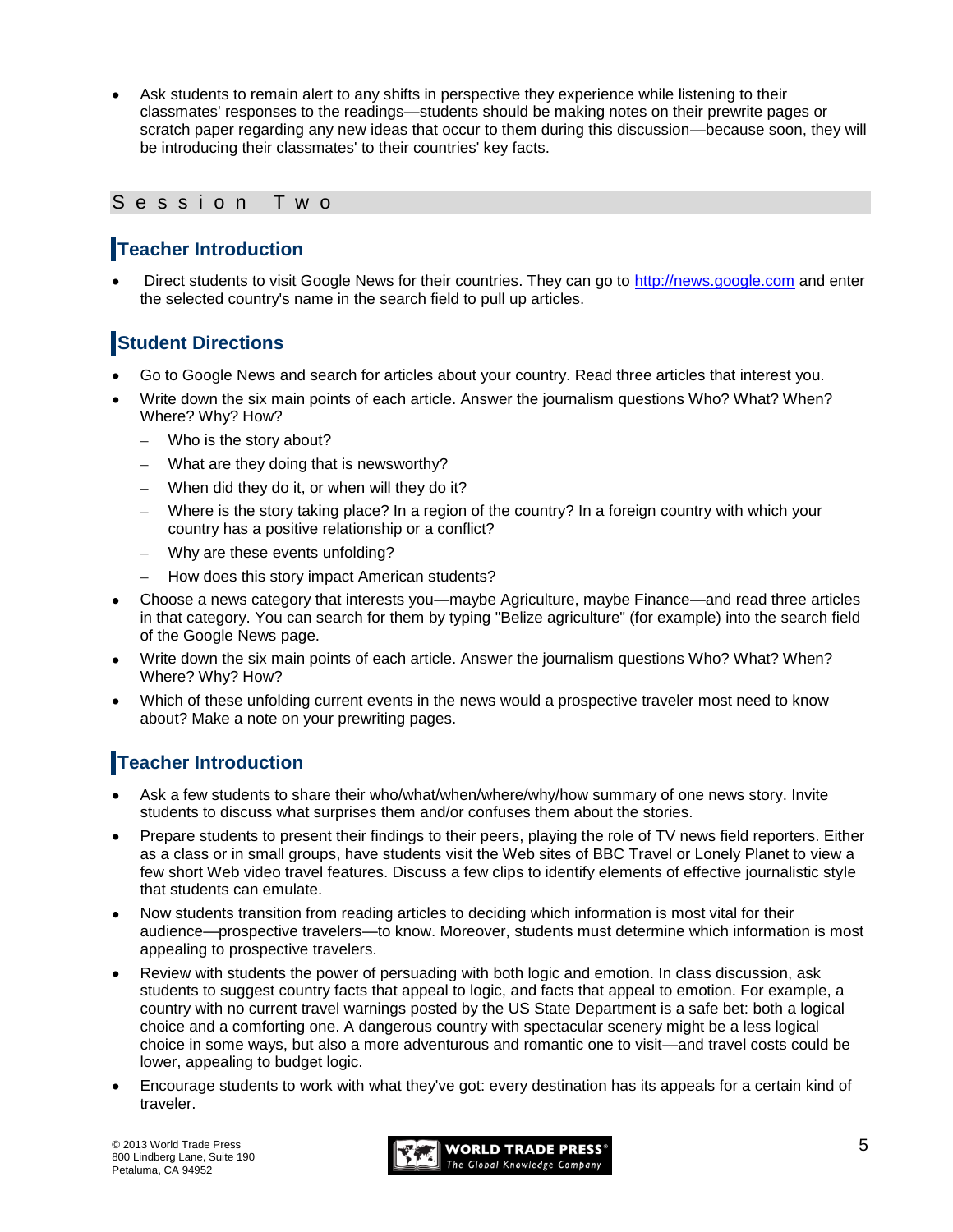- Ask students to remain alert to any shifts in perspective they experience while listening to their classmates' responses to the readings—students should be making notes on their prewrite pages or scratch paper regarding any new ideas that occur to them during this discussion—because soon, they will be introducing their classmates' to their countries' key facts.

## Session Two

### Teacher Introduction

- Direct students to visit Google News for their countries. They can go to http://news.google.com and enter the selected country's name in the search field to pull up articles.

### Student Directions

- Go to Google News and search for articles about your country. Read three articles that interest you.
- Write down the six main points of each article. Answer the journalism questions Who? What? When? Where? Why? How?
  - Who is the story about?
  - What are they doing that is newsworthy?
  - When did they do it, or when will they do it?
  - Where is the story taking place? In a region of the country? In a foreign country with which your country has a positive relationship or a conflict?
  - Why are these events unfolding?
  - How does this story impact American students?
- Choose a news category that interests you—maybe Agriculture, maybe Finance—and read three articles in that category. You can search for them by typing "Belize agriculture" (for example) into the search field of the Google News page.
- Write down the six main points of each article. Answer the journalism questions Who? What? When? Where? Why? How?
- Which of these unfolding current events in the news would a prospective traveler most need to know about? Make a note on your prewriting pages.

### Teacher Introduction

- Ask a few students to share their who/what/when/where/why/how summary of one news story. Invite students to discuss what surprises them and/or confuses them about the stories.
- Prepare students to present their findings to their peers, playing the role of TV news field reporters. Either as a class or in small groups, have students visit the Web sites of BBC Travel or Lonely Planet to view a few short Web video travel features. Discuss a few clips to identify elements of effective journalistic style that students can emulate.
- Now students transition from reading articles to deciding which information is most vital for their audience—prospective travelers—to know. Moreover, students must determine which information is most appealing to prospective travelers.
- Review with students the power of persuading with both logic and emotion. In class discussion, ask students to suggest country facts that appeal to logic, and facts that appeal to emotion. For example, a country with no current travel warnings posted by the US State Department is a safe bet: both a logical choice and a comforting one. A dangerous country with spectacular scenery might be a less logical choice in some ways, but also a more adventurous and romantic one to visit—and travel costs could be lower, appealing to budget logic.
- Encourage students to work with what they've got: every destination has its appeals for a certain kind of traveler.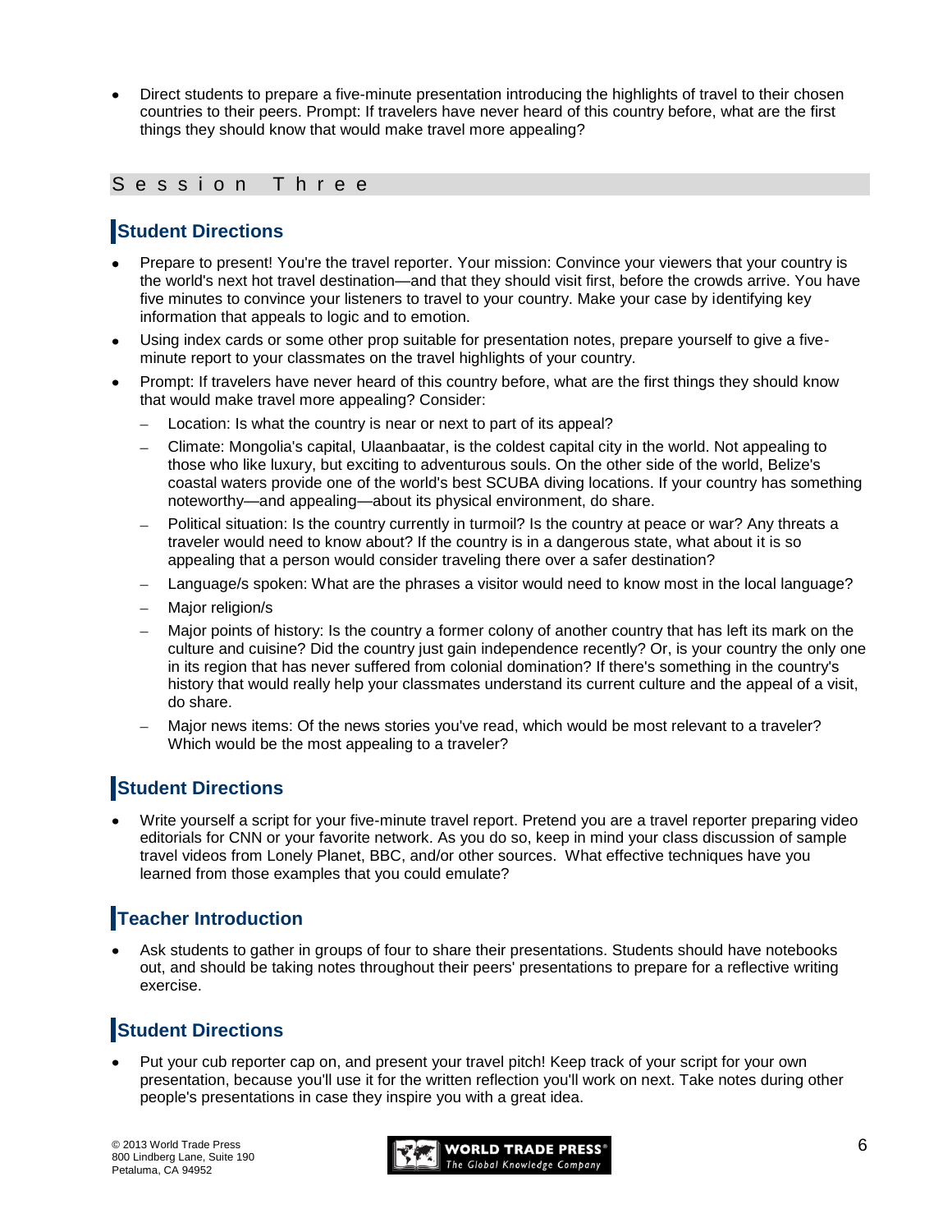- Direct students to prepare a five-minute presentation introducing the highlights of travel to their chosen countries to their peers. Prompt: If travelers have never heard of this country before, what are the first things they should know that would make travel more appealing?

## Session Three

### Student Directions

- Prepare to present! You're the travel reporter. Your mission: Convince your viewers that your country is the world's next hot travel destination—and that they should visit first, before the crowds arrive. You have five minutes to convince your listeners to travel to your country. Make your case by identifying key information that appeals to logic and to emotion.
- Using index cards or some other prop suitable for presentation notes, prepare yourself to give a five-minute report to your classmates on the travel highlights of your country.
- Prompt: If travelers have never heard of this country before, what are the first things they should know that would make travel more appealing? Consider:
  - Location: Is what the country is near or next to part of its appeal?
  - Climate: Mongolia's capital, Ulaanbaatar, is the coldest capital city in the world. Not appealing to those who like luxury, but exciting to adventurous souls. On the other side of the world, Belize's coastal waters provide one of the world's best SCUBA diving locations. If your country has something noteworthy—and appealing—about its physical environment, do share.
  - Political situation: Is the country currently in turmoil? Is the country at peace or war? Any threats a traveler would need to know about? If the country is in a dangerous state, what about it is so appealing that a person would consider traveling there over a safer destination?
  - Language/s spoken: What are the phrases a visitor would need to know most in the local language?
  - Major religion/s
  - Major points of history: Is the country a former colony of another country that has left its mark on the culture and cuisine? Did the country just gain independence recently? Or, is your country the only one in its region that has never suffered from colonial domination? If there's something in the country's history that would really help your classmates understand its current culture and the appeal of a visit, do share.
  - Major news items: Of the news stories you've read, which would be most relevant to a traveler? Which would be the most appealing to a traveler?

### Student Directions

- Write yourself a script for your five-minute travel report. Pretend you are a travel reporter preparing video editorials for CNN or your favorite network. As you do so, keep in mind your class discussion of sample travel videos from Lonely Planet, BBC, and/or other sources. What effective techniques have you learned from those examples that you could emulate?

### Teacher Introduction

- Ask students to gather in groups of four to share their presentations. Students should have notebooks out, and should be taking notes throughout their peers' presentations to prepare for a reflective writing exercise.

### Student Directions

- Put your cub reporter cap on, and present your travel pitch! Keep track of your script for your own presentation, because you'll use it for the written reflection you'll work on next. Take notes during other people's presentations in case they inspire you with a great idea.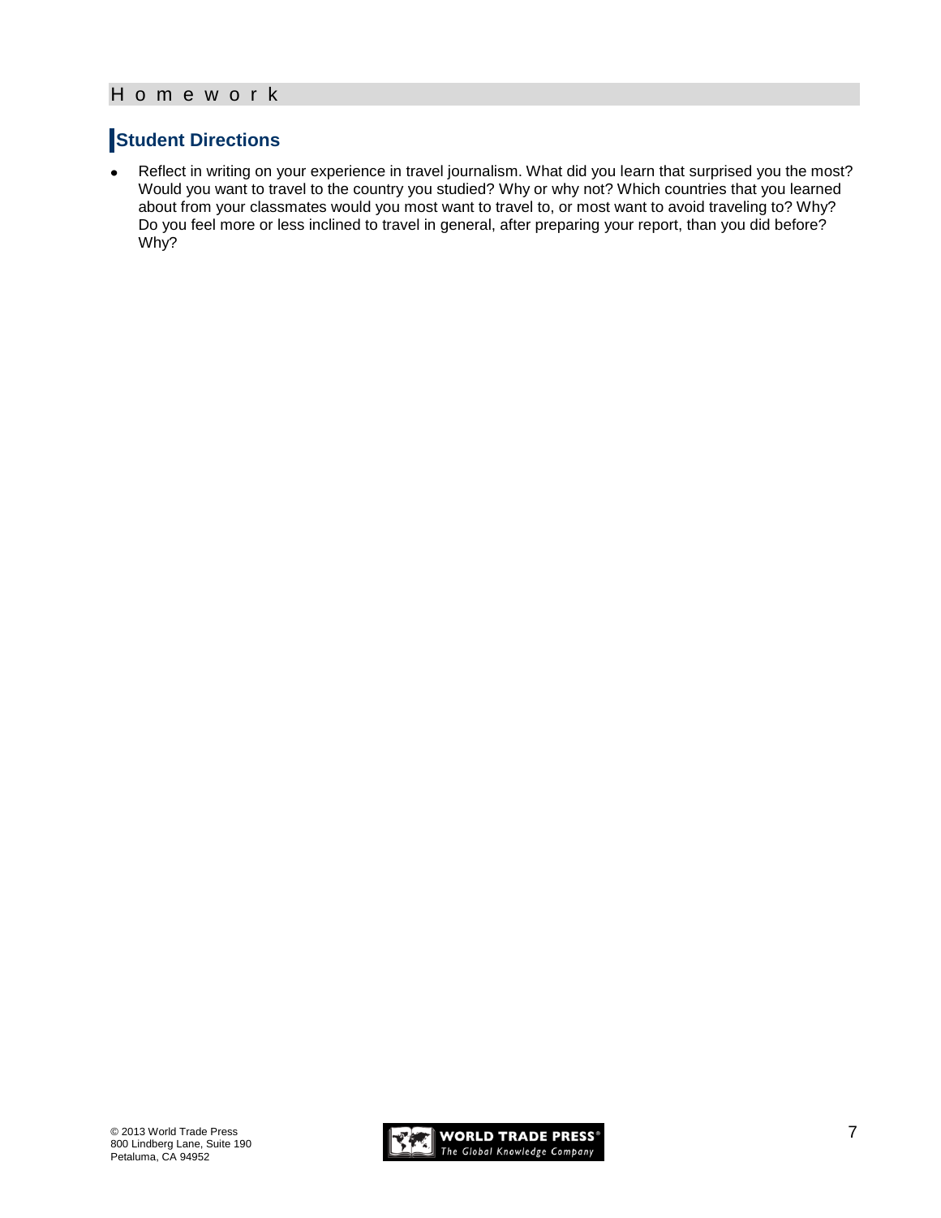## Homework

### Student Directions

- Reflect in writing on your experience in travel journalism. What did you learn that surprised you the most? Would you want to travel to the country you studied? Why or why not? Which countries that you learned about from your classmates would you most want to travel to, or most want to avoid traveling to? Why? Do you feel more or less inclined to travel in general, after preparing your report, than you did before? Why?